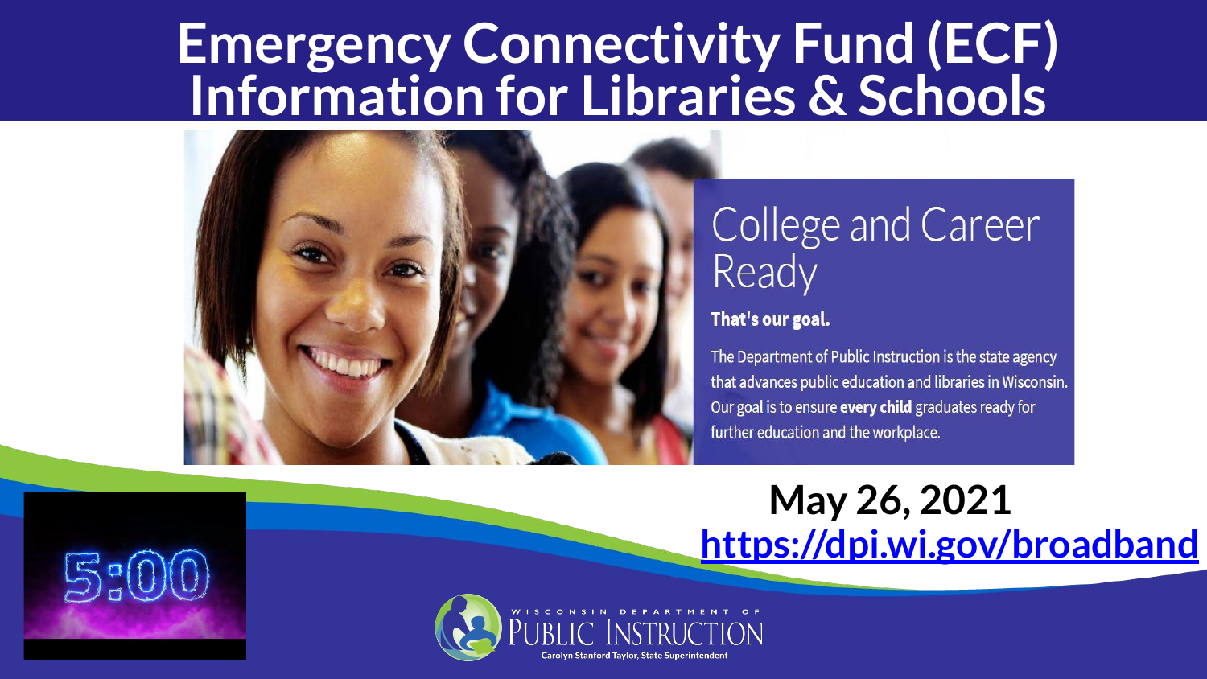# Emergency Connectivity Fund (ECF) Information for Libraries & Schools

## College and Career Ready

**That's our goal.**

The Department of Public Instruction is the state agency that advances public education and libraries in Wisconsin. Our goal is to ensure **every child** graduates ready for further education and the workplace.

5:00

**May 26, 2021**

**https://dpi.wi.gov/broadband**

WISCONSIN DEPARTMENT OF PUBLIC INSTRUCTION

Carolyn Stanford Taylor, State Superintendent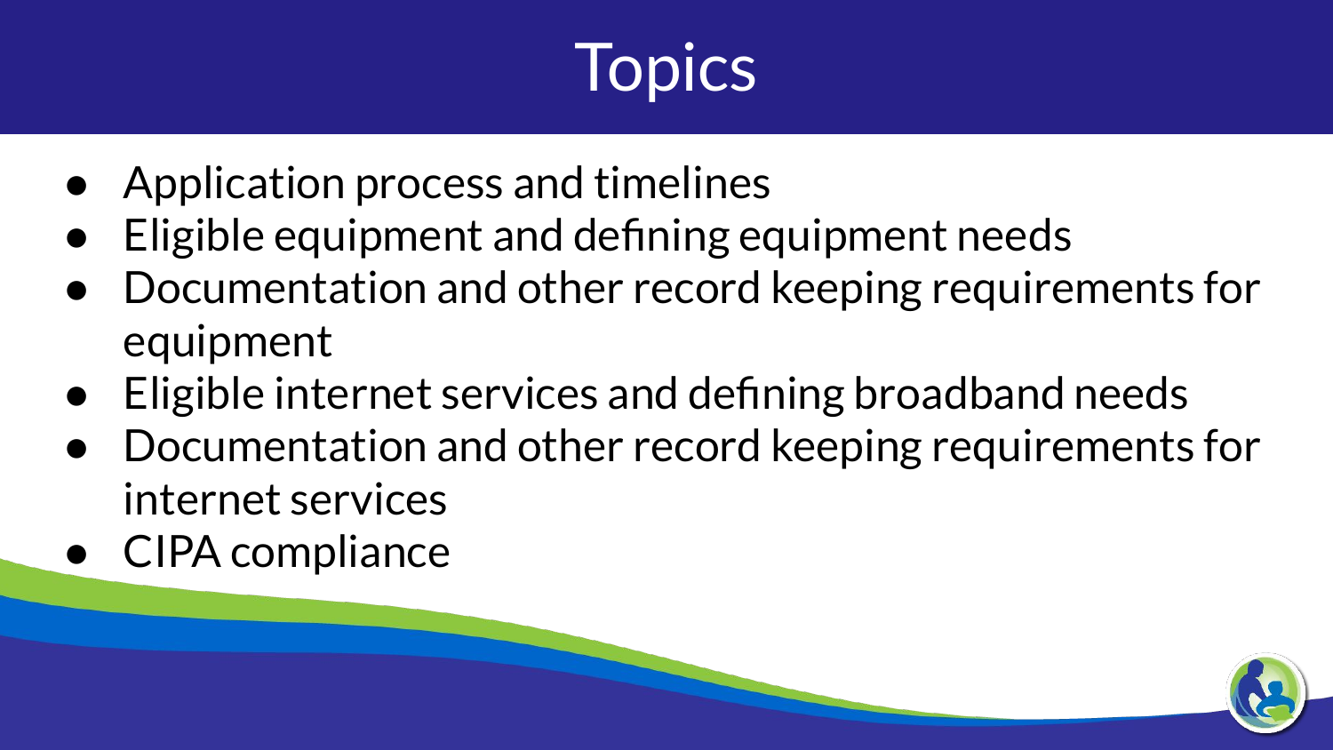# Topics

- Application process and timelines
- Eligible equipment and defining equipment needs
- Documentation and other record keeping requirements for equipment
- Eligible internet services and defining broadband needs
- Documentation and other record keeping requirements for internet services
- CIPA compliance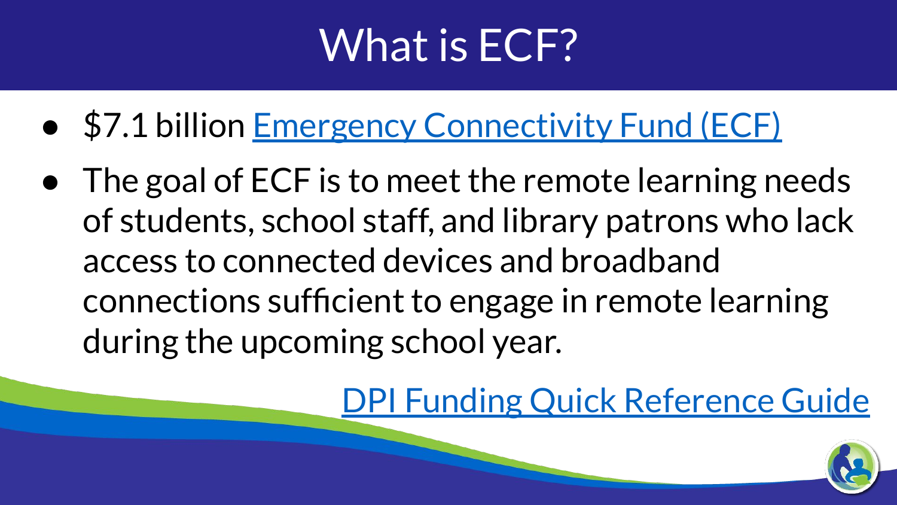# What is ECF?

- $7.1 billion Emergency Connectivity Fund (ECF)
- The goal of ECF is to meet the remote learning needs of students, school staff, and library patrons who lack access to connected devices and broadband connections sufficient to engage in remote learning during the upcoming school year.

DPI Funding Quick Reference Guide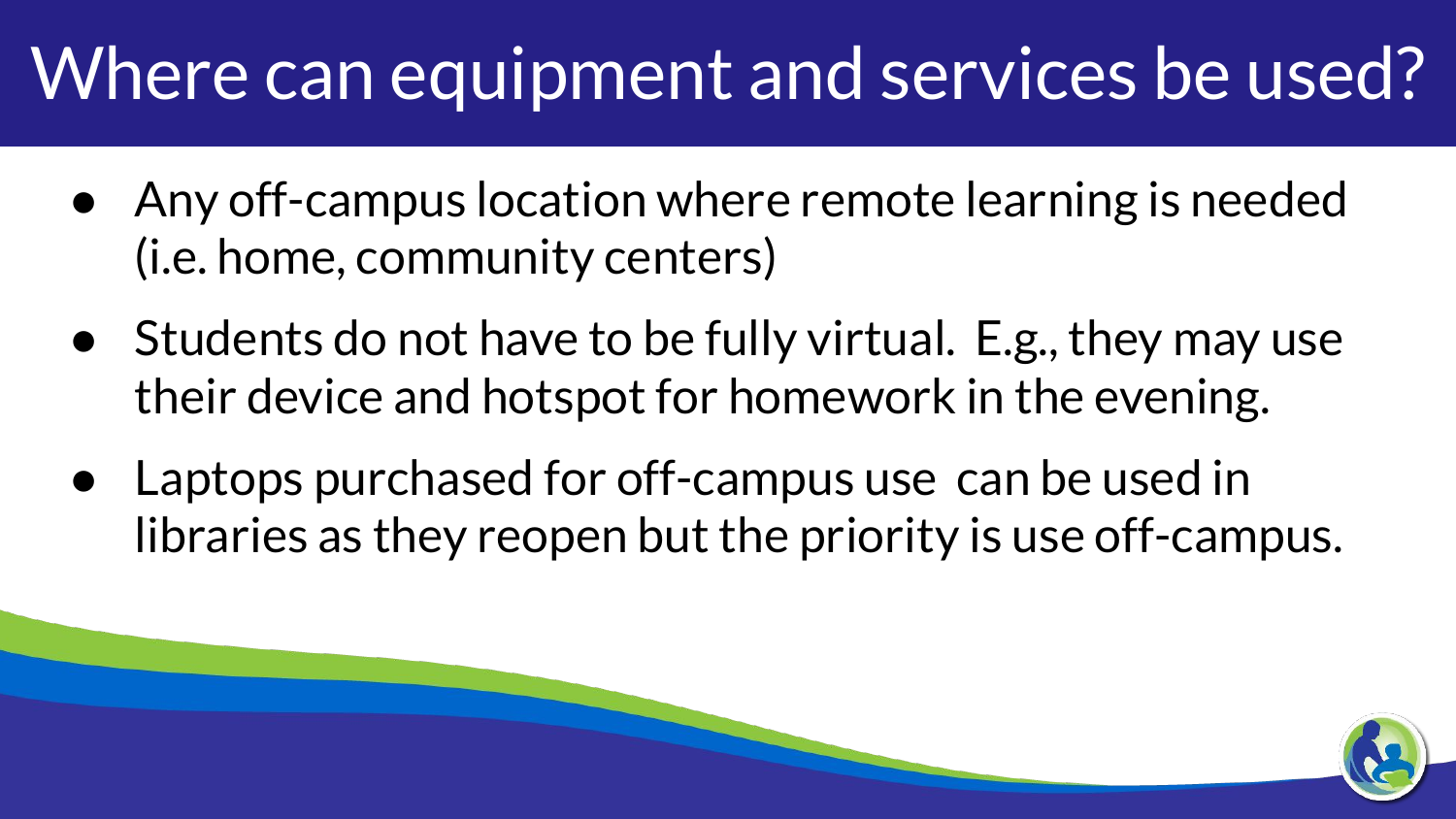# Where can equipment and services be used?

- Any off-campus location where remote learning is needed (i.e. home, community centers)
- Students do not have to be fully virtual. E.g., they may use their device and hotspot for homework in the evening.
- Laptops purchased for off-campus use can be used in libraries as they reopen but the priority is use off-campus.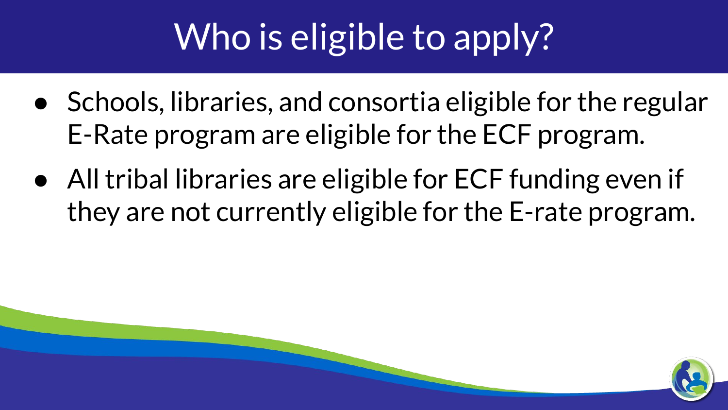# Who is eligible to apply?

- Schools, libraries, and consortia eligible for the regular E-Rate program are eligible for the ECF program.
- All tribal libraries are eligible for ECF funding even if they are not currently eligible for the E-rate program.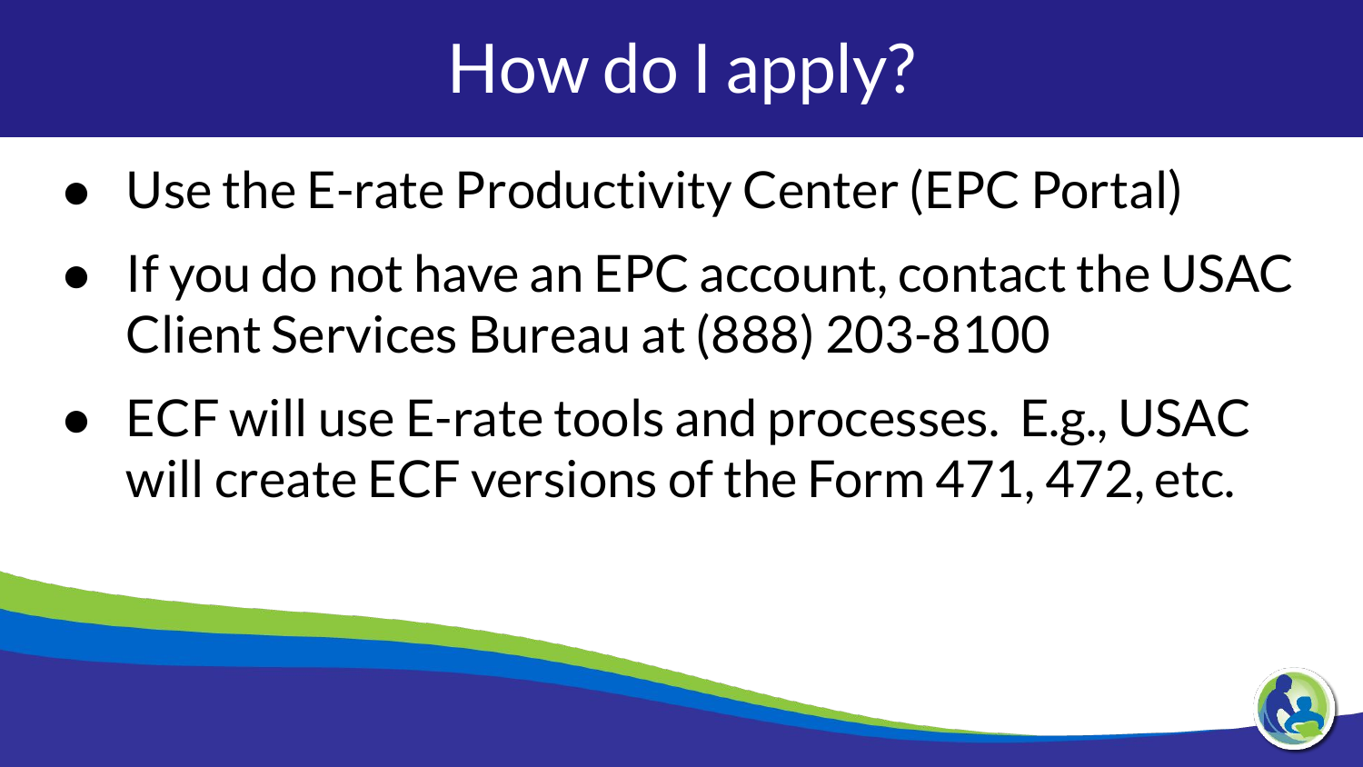# How do I apply?

- Use the E-rate Productivity Center (EPC Portal)
- If you do not have an EPC account, contact the USAC Client Services Bureau at (888) 203-8100
- ECF will use E-rate tools and processes. E.g., USAC will create ECF versions of the Form 471, 472, etc.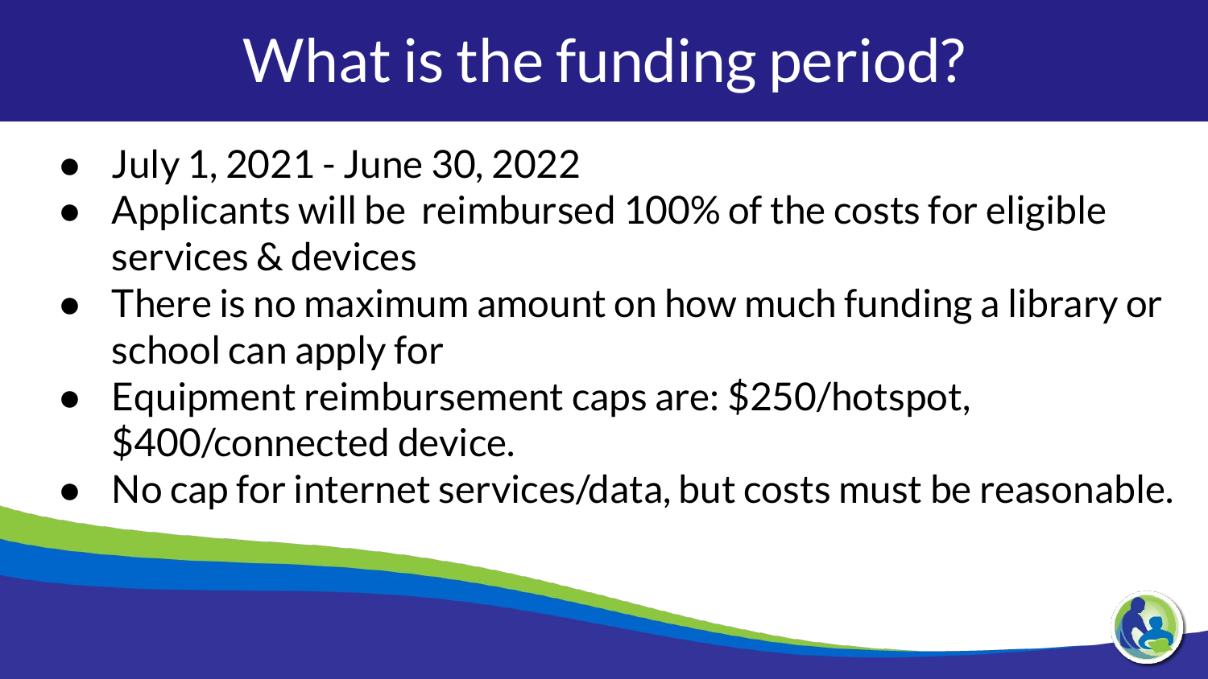# What is the funding period?

- July 1, 2021 - June 30, 2022
- Applicants will be reimbursed 100% of the costs for eligible services & devices
- There is no maximum amount on how much funding a library or school can apply for
- Equipment reimbursement caps are: $250/hotspot, $400/connected device.
- No cap for internet services/data, but costs must be reasonable.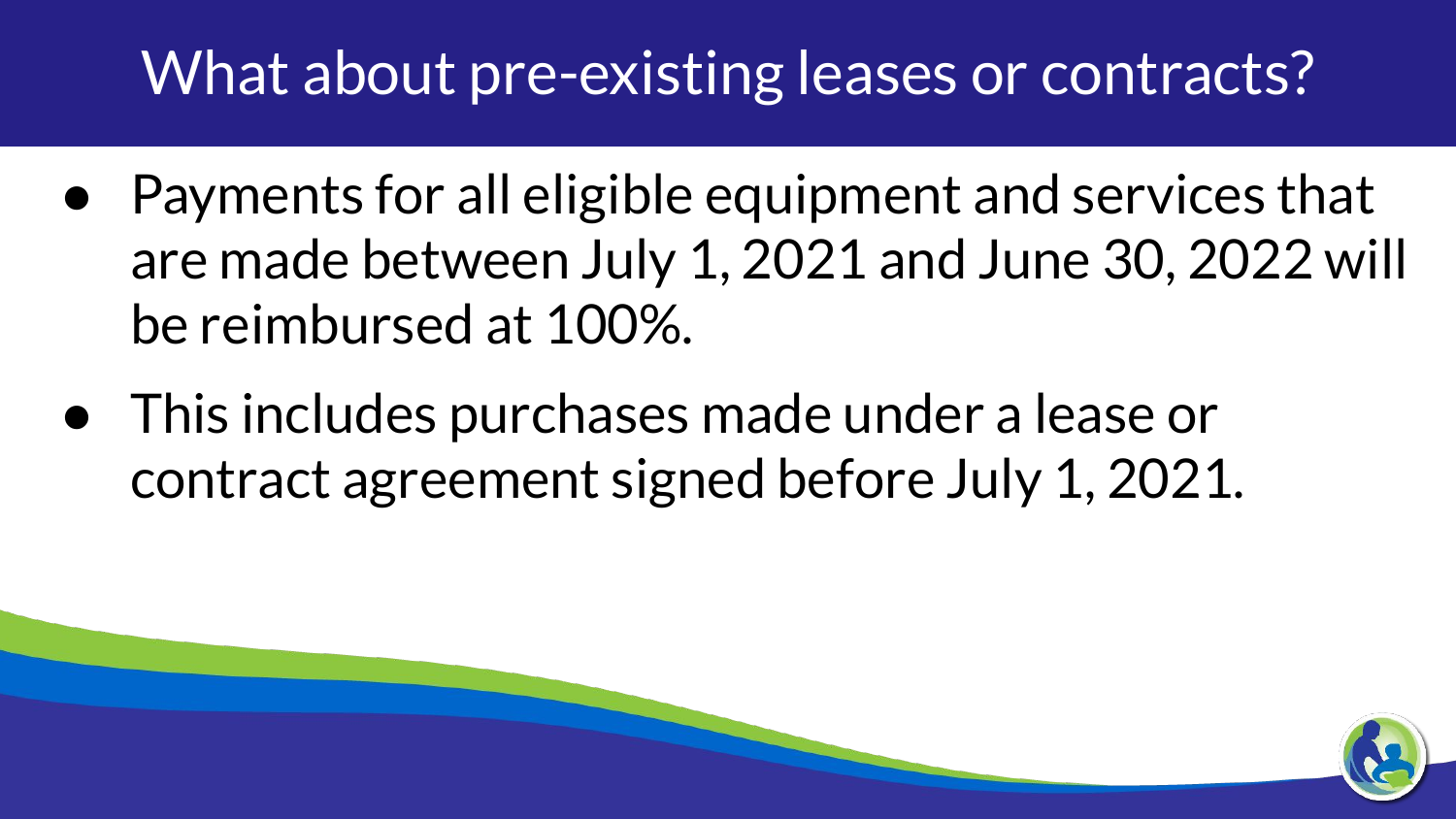# What about pre-existing leases or contracts?

- Payments for all eligible equipment and services that are made between July 1, 2021 and June 30, 2022 will be reimbursed at 100%.
- This includes purchases made under a lease or contract agreement signed before July 1, 2021.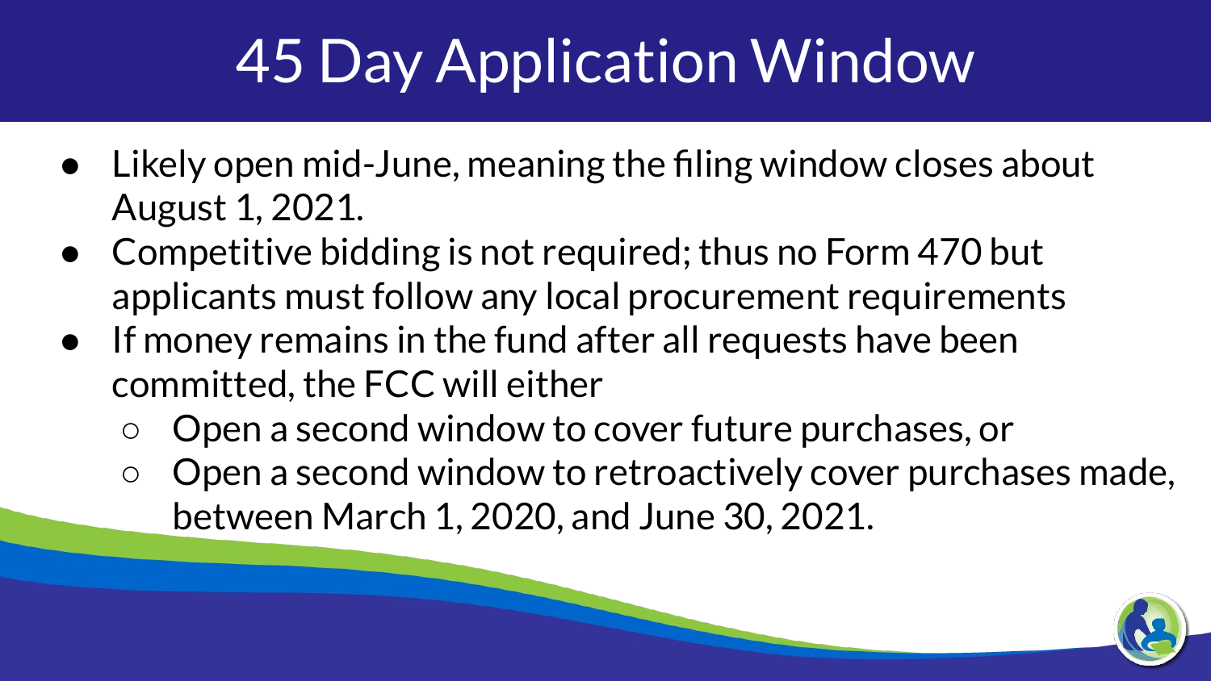# 45 Day Application Window

- Likely open mid-June, meaning the filing window closes about August 1, 2021.
- Competitive bidding is not required; thus no Form 470 but applicants must follow any local procurement requirements
- If money remains in the fund after all requests have been committed, the FCC will either
  - Open a second window to cover future purchases, or
  - Open a second window to retroactively cover purchases made, between March 1, 2020, and June 30, 2021.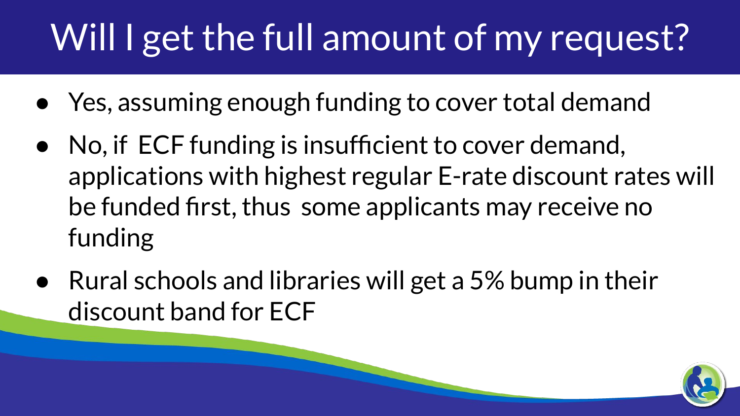# Will I get the full amount of my request?

- Yes, assuming enough funding to cover total demand
- No, if ECF funding is insufficient to cover demand, applications with highest regular E-rate discount rates will be funded first, thus some applicants may receive no funding
- Rural schools and libraries will get a 5% bump in their discount band for ECF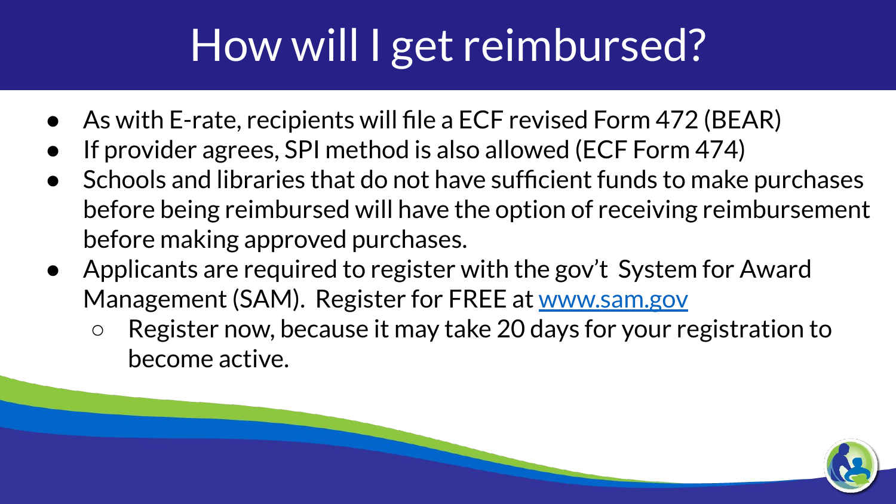# How will I get reimbursed?

- As with E-rate, recipients will file a ECF revised Form 472 (BEAR)
- If provider agrees, SPI method is also allowed (ECF Form 474)
- Schools and libraries that do not have sufficient funds to make purchases before being reimbursed will have the option of receiving reimbursement before making approved purchases.
- Applicants are required to register with the gov't System for Award Management (SAM). Register for FREE at [www.sam.gov](http://www.sam.gov)
  - Register now, because it may take 20 days for your registration to become active.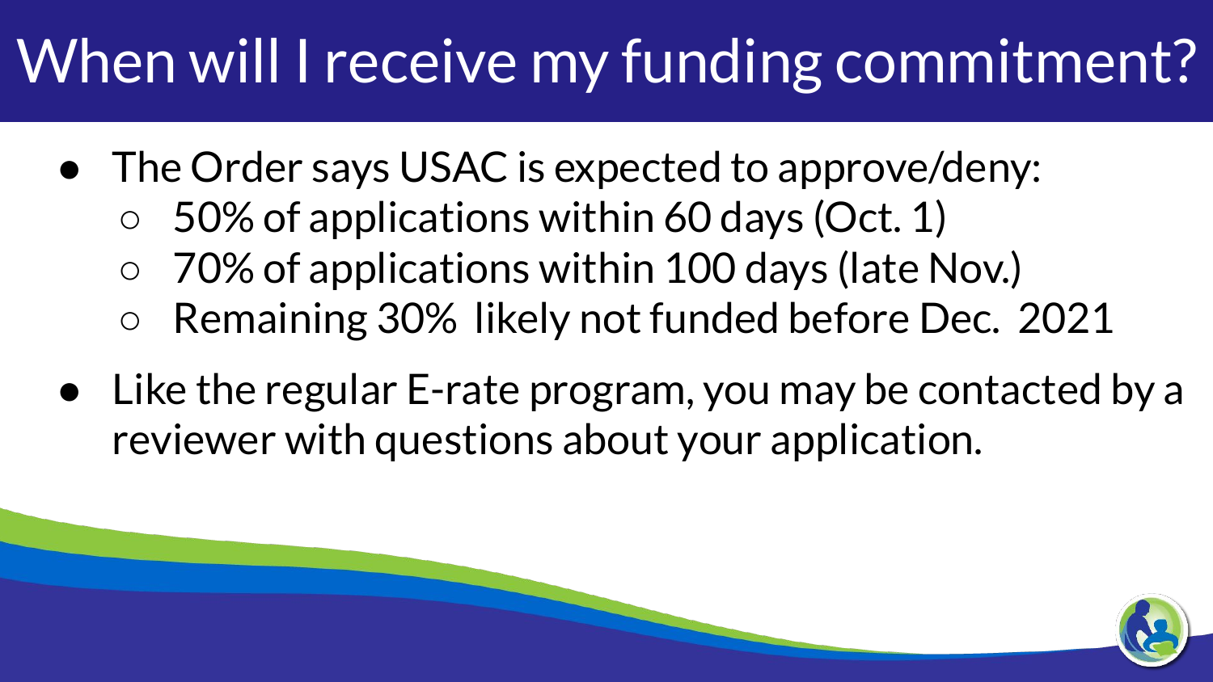# When will I receive my funding commitment?

- The Order says USAC is expected to approve/deny:
  - 50% of applications within 60 days (Oct. 1)
  - 70% of applications within 100 days (late Nov.)
  - Remaining 30% likely not funded before Dec. 2021
- Like the regular E-rate program, you may be contacted by a reviewer with questions about your application.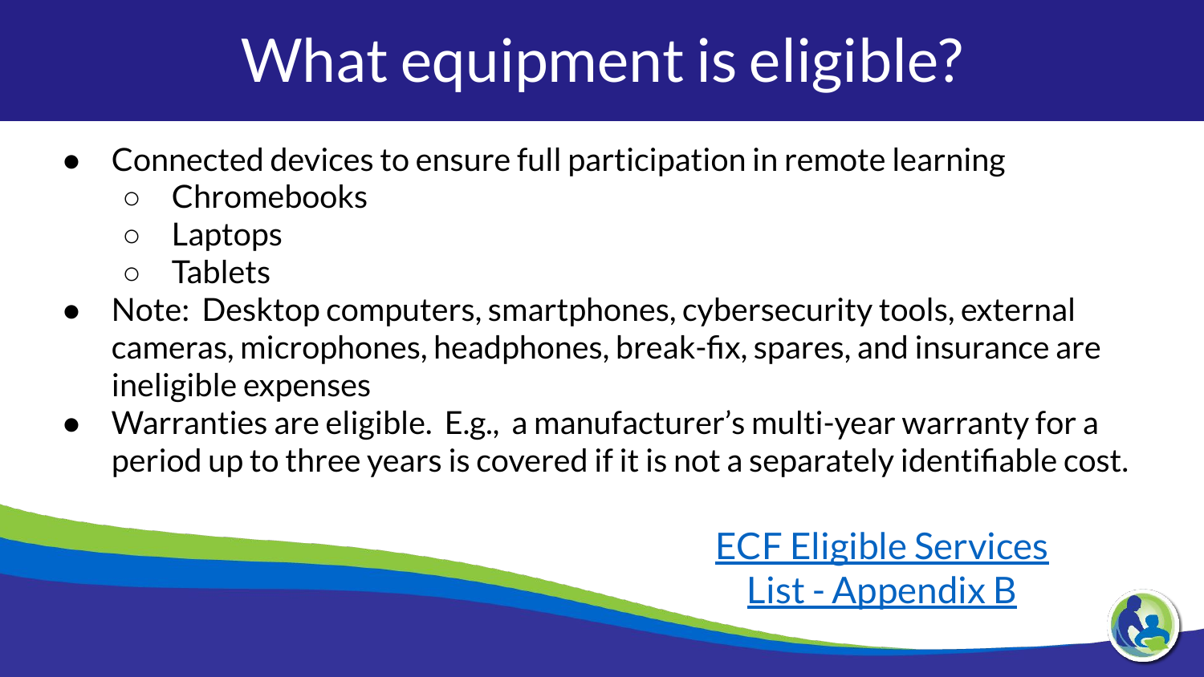# What equipment is eligible?

- Connected devices to ensure full participation in remote learning
  - Chromebooks
  - Laptops
  - Tablets
- Note: Desktop computers, smartphones, cybersecurity tools, external cameras, microphones, headphones, break-fix, spares, and insurance are ineligible expenses
- Warranties are eligible. E.g., a manufacturer's multi-year warranty for a period up to three years is covered if it is not a separately identifiable cost.

ECF Eligible Services List - Appendix B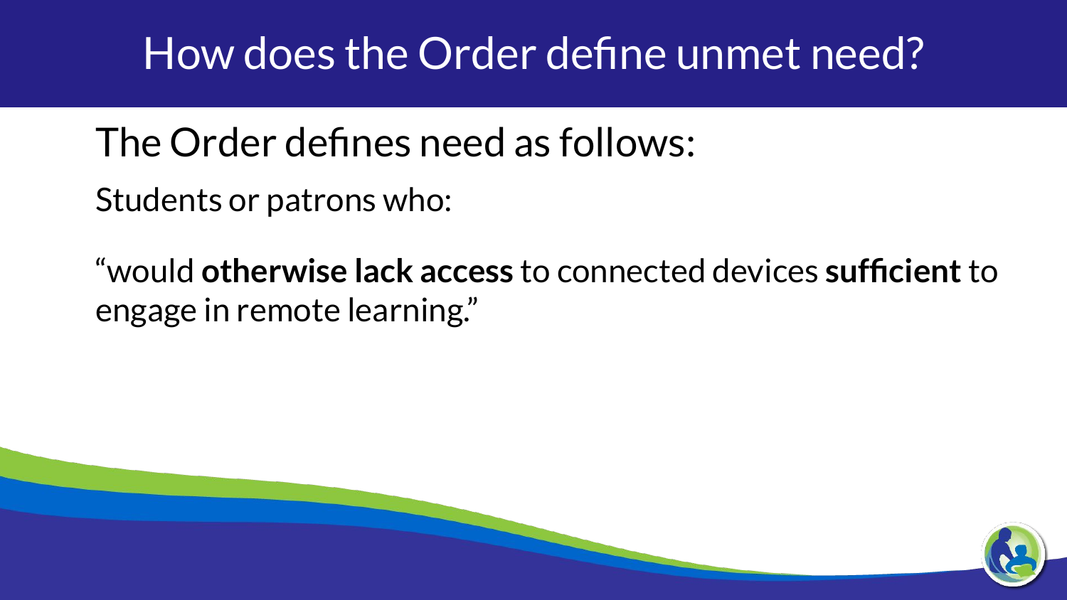# How does the Order define unmet need?

## The Order defines need as follows:

Students or patrons who:

"would **otherwise lack access** to connected devices **sufficient** to engage in remote learning."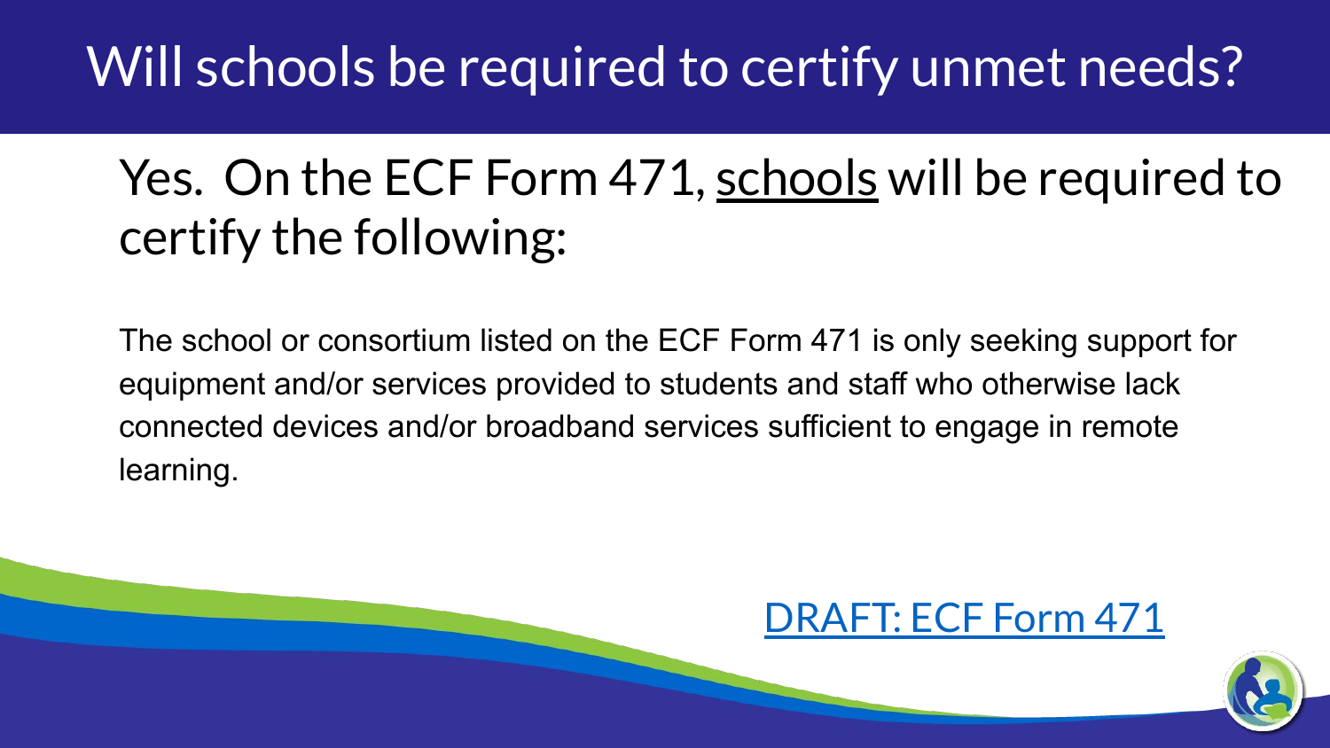# Will schools be required to certify unmet needs?

Yes. On the ECF Form 471, schools will be required to certify the following:

The school or consortium listed on the ECF Form 471 is only seeking support for equipment and/or services provided to students and staff who otherwise lack connected devices and/or broadband services sufficient to engage in remote learning.

DRAFT: ECF Form 471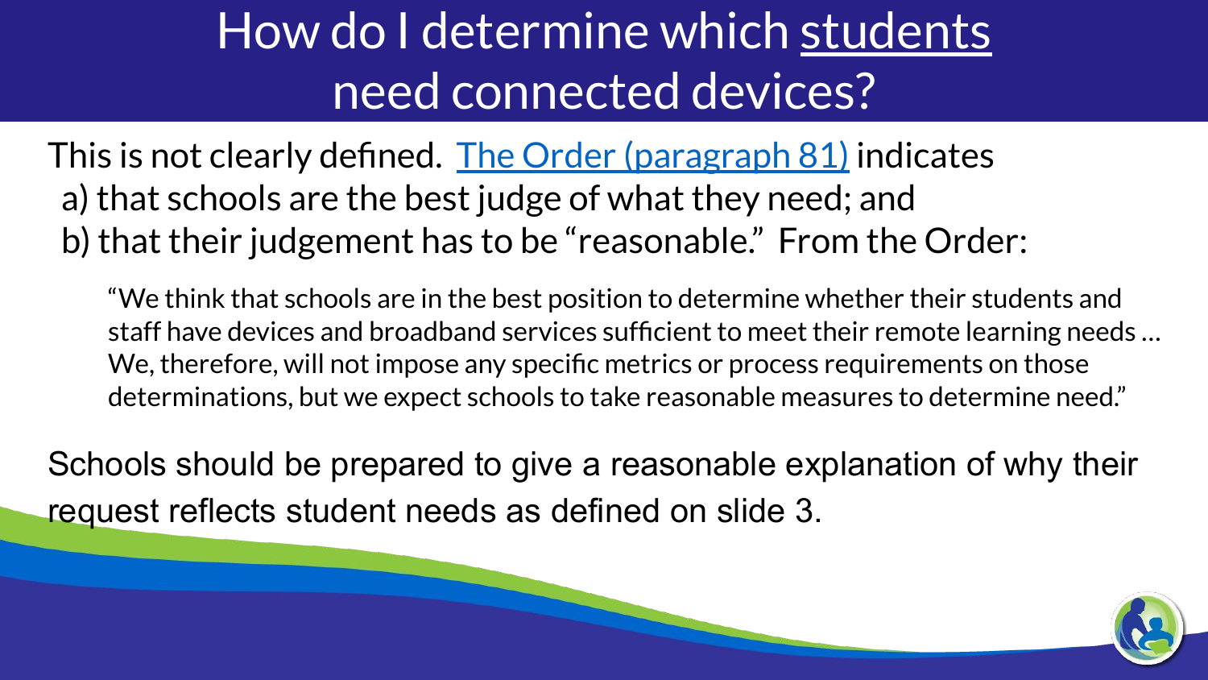# How do I determine which students need connected devices?

This is not clearly defined. The Order (paragraph 81) indicates

a) that schools are the best judge of what they need; and

b) that their judgement has to be "reasonable." From the Order:

> "We think that schools are in the best position to determine whether their students and staff have devices and broadband services sufficient to meet their remote learning needs … We, therefore, will not impose any specific metrics or process requirements on those determinations, but we expect schools to take reasonable measures to determine need."

Schools should be prepared to give a reasonable explanation of why their request reflects student needs as defined on slide 3.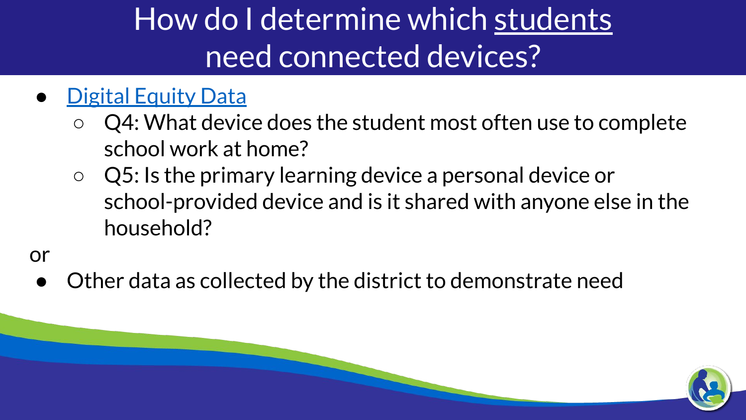# How do I determine which students need connected devices?

- Digital Equity Data
  - Q4: What device does the student most often use to complete school work at home?
  - Q5: Is the primary learning device a personal device or school-provided device and is it shared with anyone else in the household?

or

- Other data as collected by the district to demonstrate need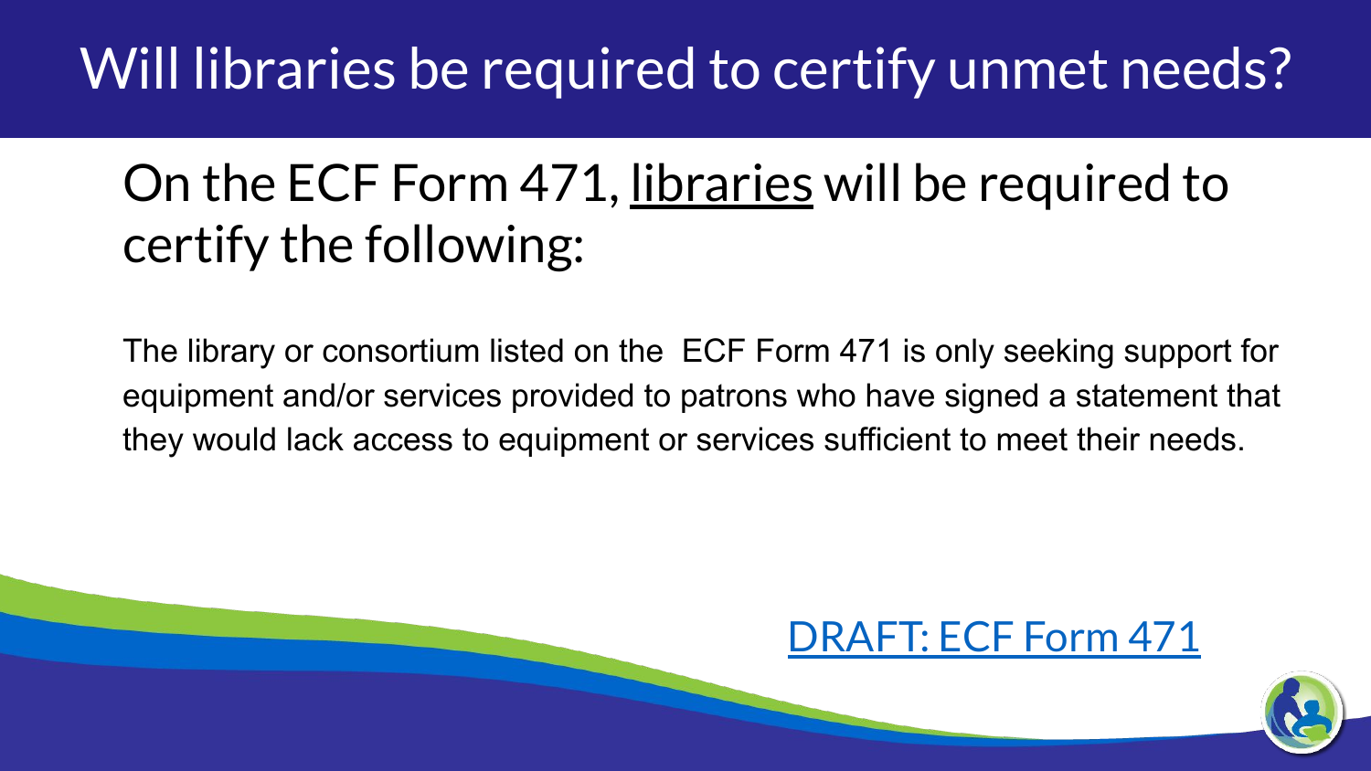# Will libraries be required to certify unmet needs?

## On the ECF Form 471, <u>libraries</u> will be required to certify the following:

The library or consortium listed on the ECF Form 471 is only seeking support for equipment and/or services provided to patrons who have signed a statement that they would lack access to equipment or services sufficient to meet their needs.

[DRAFT: ECF Form 471]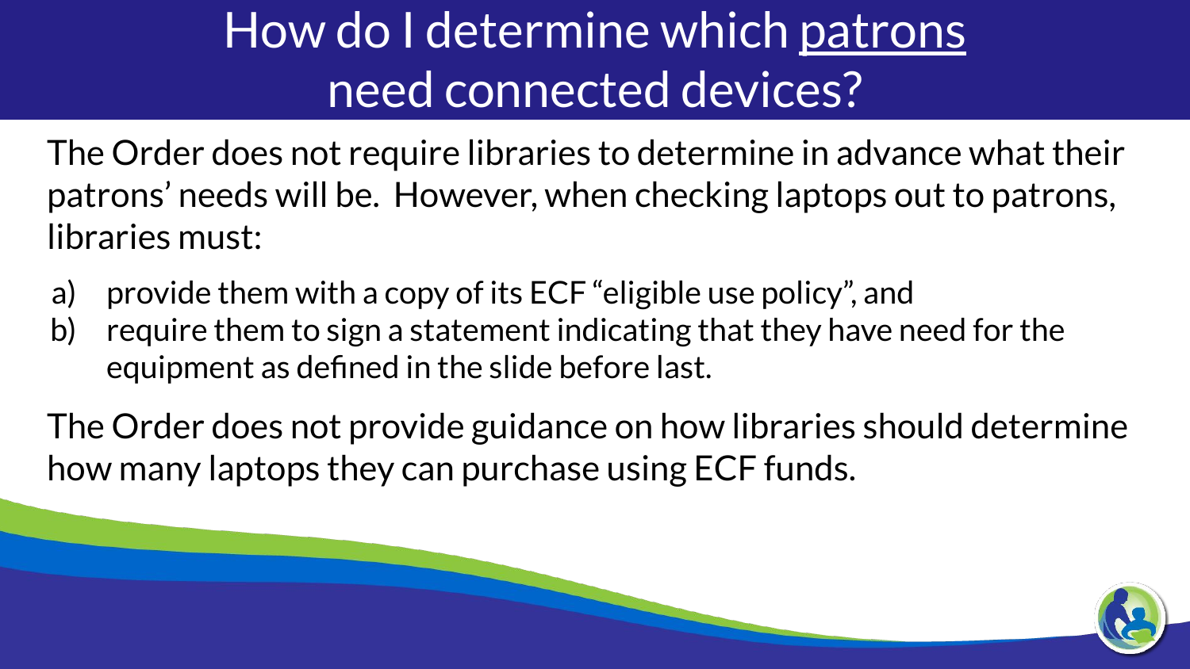# How do I determine which patrons need connected devices?

The Order does not require libraries to determine in advance what their patrons' needs will be. However, when checking laptops out to patrons, libraries must:

a) provide them with a copy of its ECF "eligible use policy", and
b) require them to sign a statement indicating that they have need for the equipment as defined in the slide before last.

The Order does not provide guidance on how libraries should determine how many laptops they can purchase using ECF funds.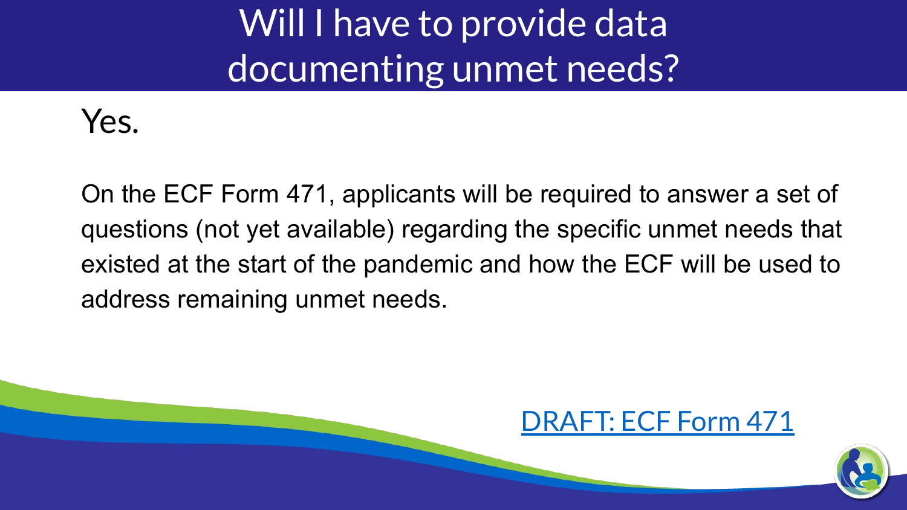# Will I have to provide data documenting unmet needs?

Yes.

On the ECF Form 471, applicants will be required to answer a set of questions (not yet available) regarding the specific unmet needs that existed at the start of the pandemic and how the ECF will be used to address remaining unmet needs.

DRAFT: ECF Form 471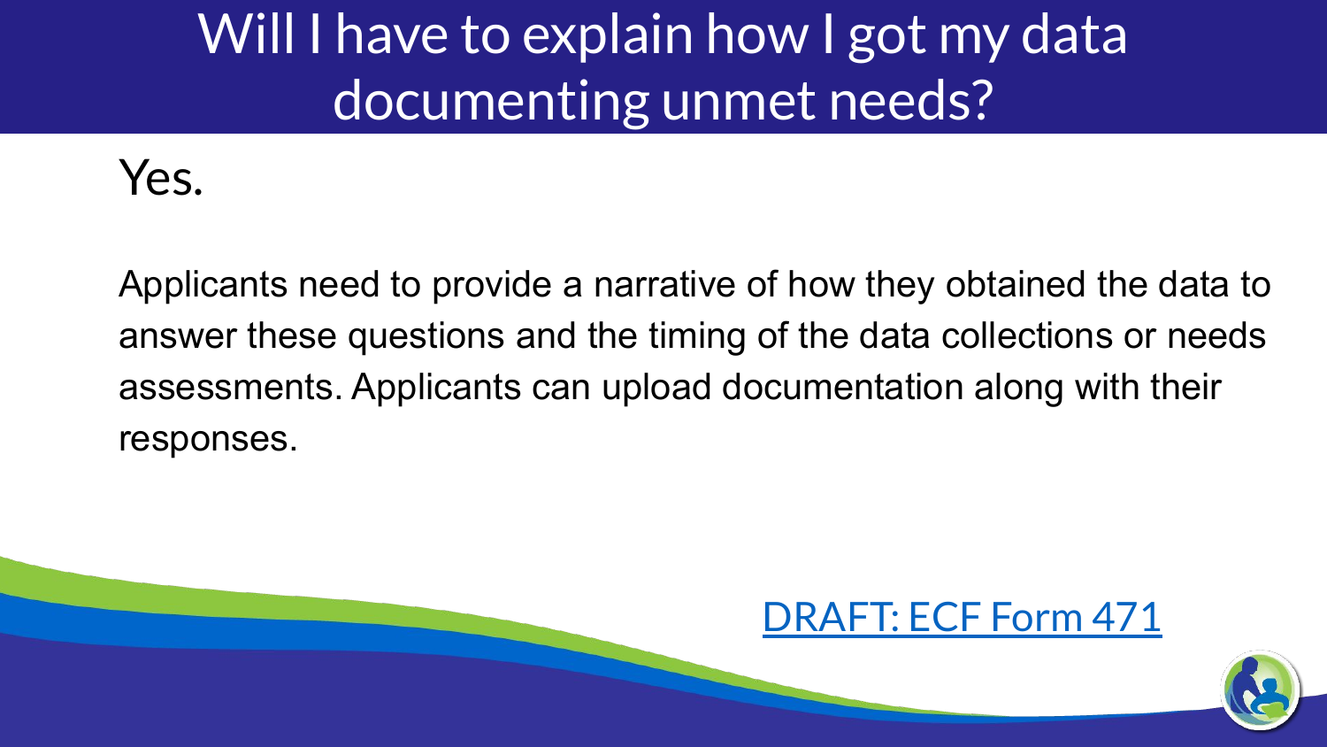# Will I have to explain how I got my data documenting unmet needs?

Yes.

Applicants need to provide a narrative of how they obtained the data to answer these questions and the timing of the data collections or needs assessments. Applicants can upload documentation along with their responses.

DRAFT: ECF Form 471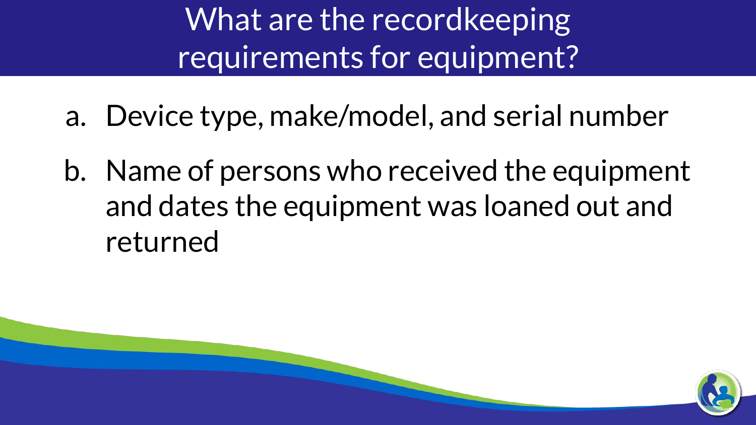# What are the recordkeeping requirements for equipment?

a. Device type, make/model, and serial number

b. Name of persons who received the equipment and dates the equipment was loaned out and returned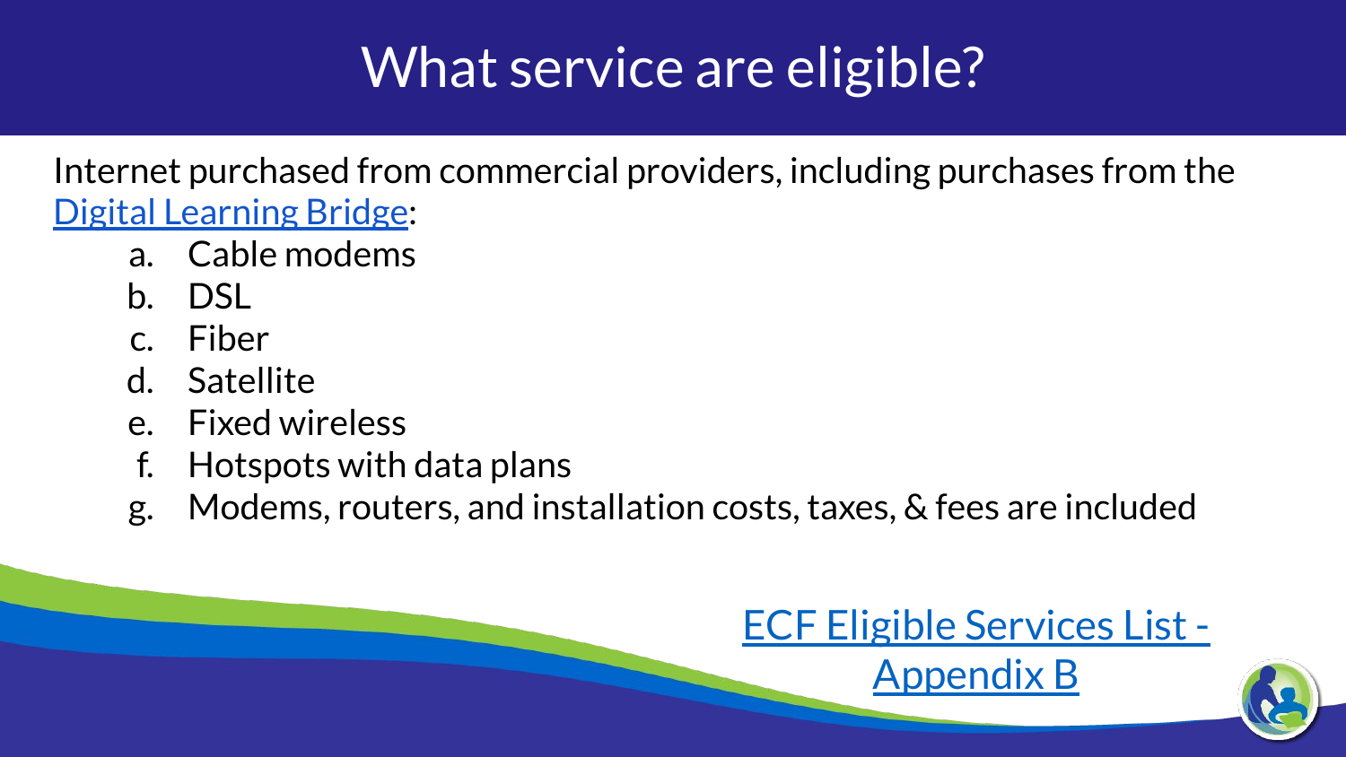# What service are eligible?

Internet purchased from commercial providers, including purchases from the Digital Learning Bridge:

a. Cable modems
b. DSL
c. Fiber
d. Satellite
e. Fixed wireless
f. Hotspots with data plans
g. Modems, routers, and installation costs, taxes, & fees are included

ECF Eligible Services List - Appendix B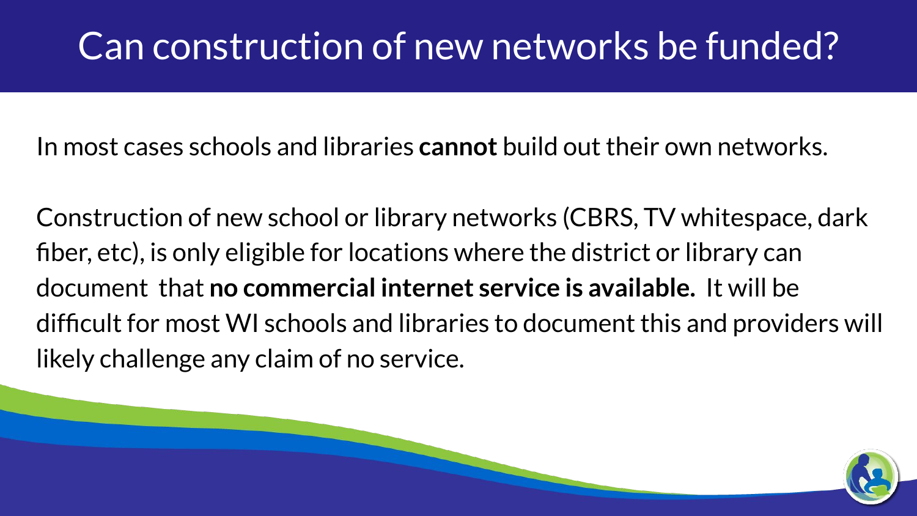# Can construction of new networks be funded?

In most cases schools and libraries **cannot** build out their own networks.

Construction of new school or library networks (CBRS, TV whitespace, dark fiber, etc), is only eligible for locations where the district or library can document that **no commercial internet service is available.** It will be difficult for most WI schools and libraries to document this and providers will likely challenge any claim of no service.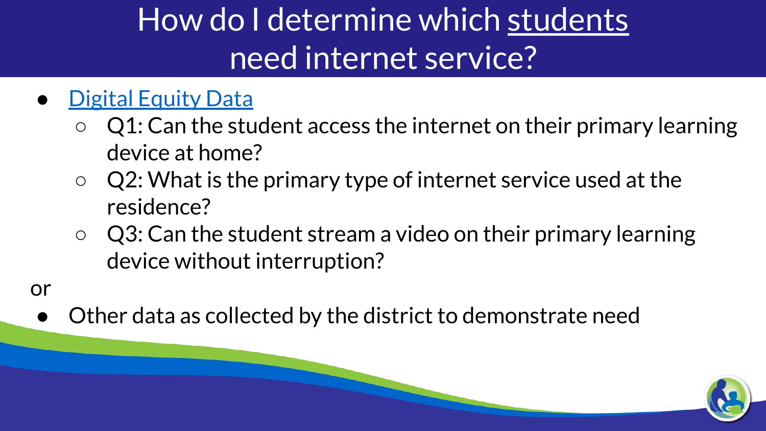# How do I determine which students need internet service?

- Digital Equity Data
    - Q1: Can the student access the internet on their primary learning device at home?
    - Q2: What is the primary type of internet service used at the residence?
    - Q3: Can the student stream a video on their primary learning device without interruption?

or

- Other data as collected by the district to demonstrate need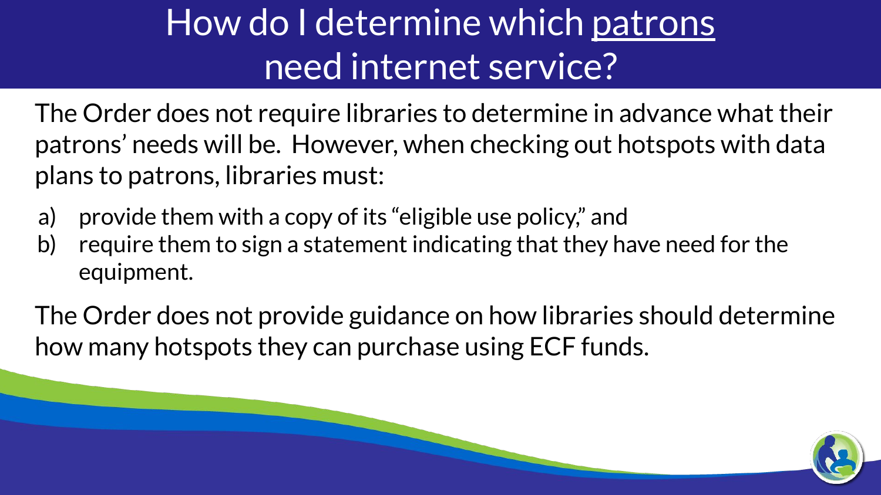# How do I determine which patrons need internet service?

The Order does not require libraries to determine in advance what their patrons' needs will be. However, when checking out hotspots with data plans to patrons, libraries must:

a) provide them with a copy of its "eligible use policy," and
b) require them to sign a statement indicating that they have need for the equipment.

The Order does not provide guidance on how libraries should determine how many hotspots they can purchase using ECF funds.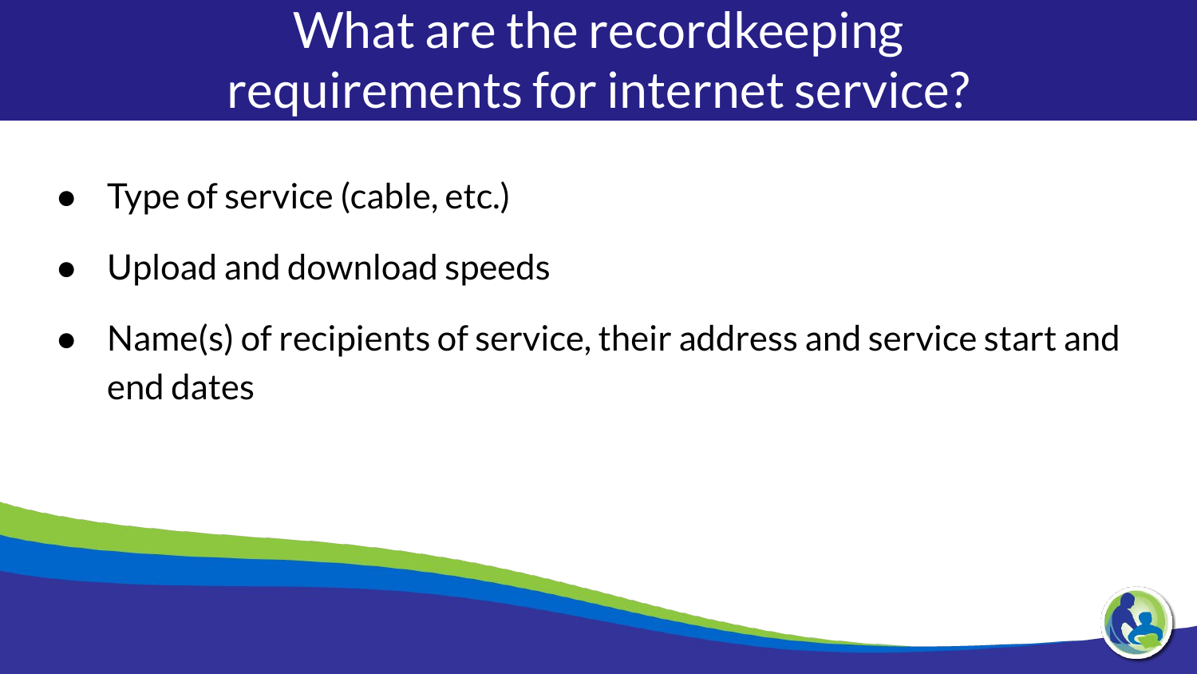# What are the recordkeeping requirements for internet service?

- Type of service (cable, etc.)
- Upload and download speeds
- Name(s) of recipients of service, their address and service start and end dates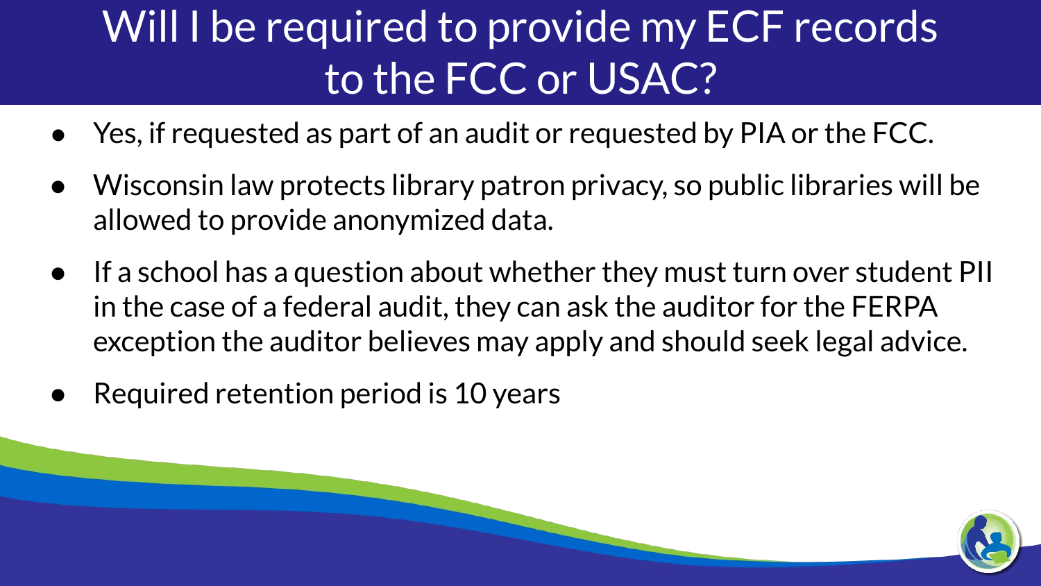# Will I be required to provide my ECF records to the FCC or USAC?

- Yes, if requested as part of an audit or requested by PIA or the FCC.
- Wisconsin law protects library patron privacy, so public libraries will be allowed to provide anonymized data.
- If a school has a question about whether they must turn over student PII in the case of a federal audit, they can ask the auditor for the FERPA exception the auditor believes may apply and should seek legal advice.
- Required retention period is 10 years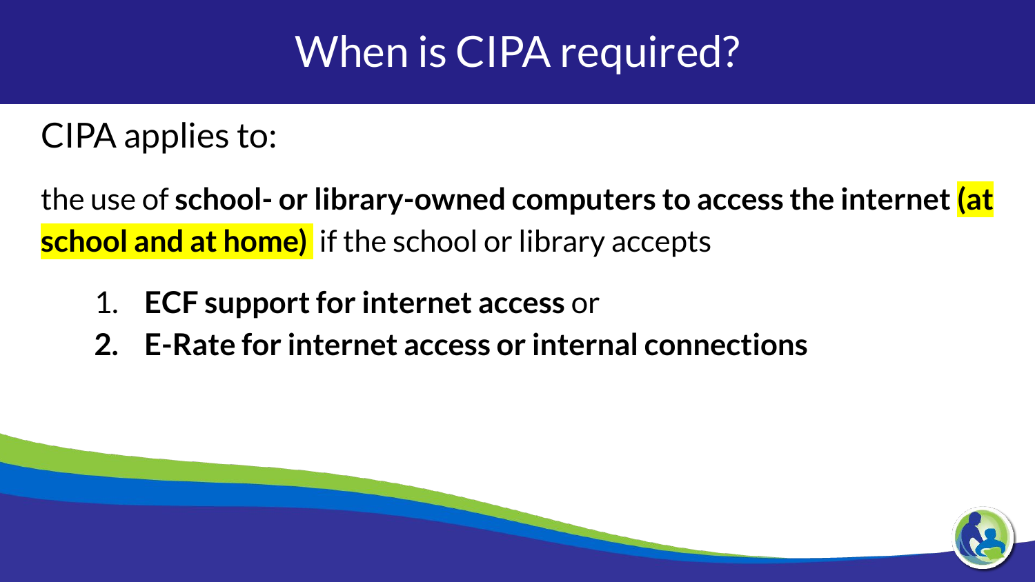# When is CIPA required?

CIPA applies to:

the use of **school- or library-owned computers to access the internet (at school and at home)** if the school or library accepts

1. **ECF support for internet access** or
2. **E-Rate for internet access or internal connections**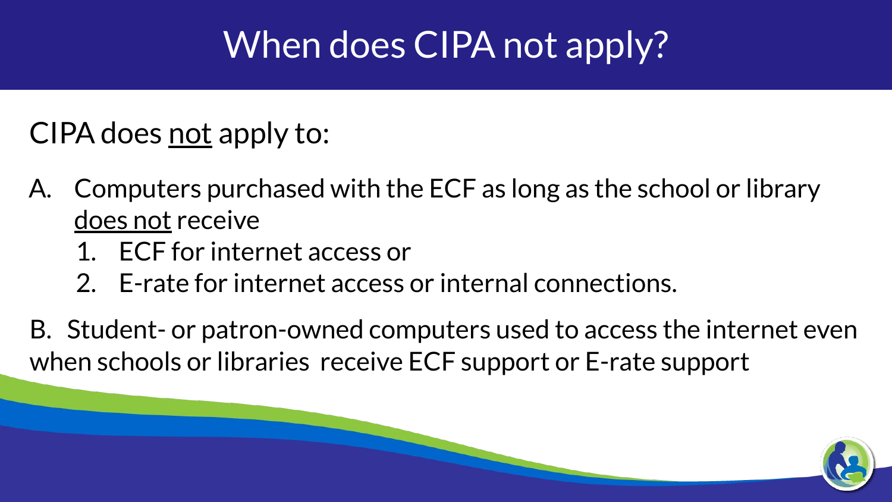# When does CIPA not apply?

CIPA does <u>not</u> apply to:

A. Computers purchased with the ECF as long as the school or library <u>does not</u> receive
   1. ECF for internet access or
   2. E-rate for internet access or internal connections.

B. Student- or patron-owned computers used to access the internet even when schools or libraries receive ECF support or E-rate support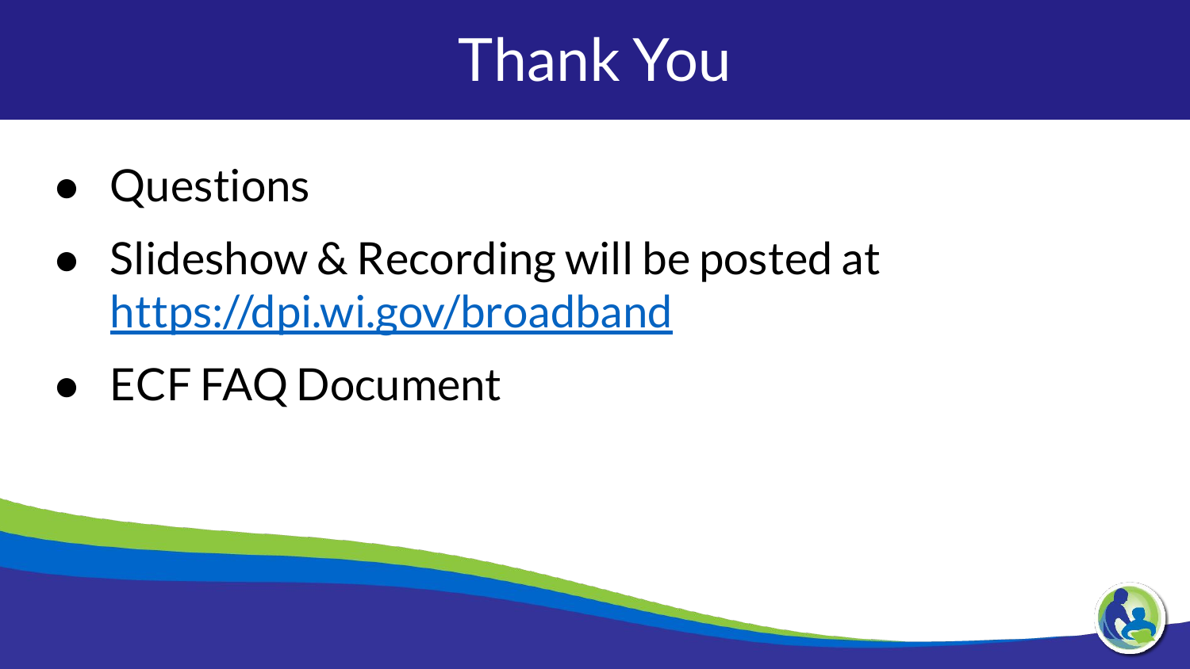# Thank You

- Questions
- Slideshow & Recording will be posted at https://dpi.wi.gov/broadband
- ECF FAQ Document